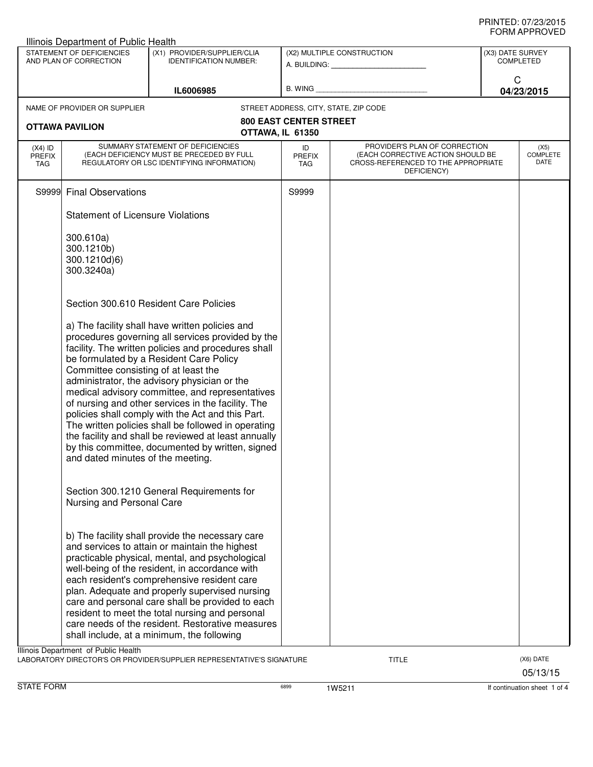Illinois Department of Public Health

| STATEMENT OF DEFICIENCIES AND PLAN OF CORRECTION | (X1) PROVIDER/SUPPLIER/CLIA IDENTIFICATION NUMBER: | (X2) MULTIPLE CONSTRUCTION | (X3) DATE SURVEY COMPLETED |
|---|---|---|---|
| | IL6006985 | A. BUILDING: ______ B. WING ______ | C 04/23/2015 |

NAME OF PROVIDER OR SUPPLIER: **OTTAWA PAVILION**

STREET ADDRESS, CITY, STATE, ZIP CODE: **800 EAST CENTER STREET, OTTAWA, IL 61350**

| (X4) ID PREFIX TAG | SUMMARY STATEMENT OF DEFICIENCIES (EACH DEFICIENCY MUST BE PRECEDED BY FULL REGULATORY OR LSC IDENTIFYING INFORMATION) | ID PREFIX TAG | PROVIDER'S PLAN OF CORRECTION (EACH CORRECTIVE ACTION SHOULD BE CROSS-REFERENCED TO THE APPROPRIATE DEFICIENCY) | (X5) COMPLETE DATE |
|---|---|---|---|---|
| S9999 | Final Observations | S9999 | | |

Statement of Licensure Violations

300.610a)
300.1210b)
300.1210d)6)
300.3240a)

Section 300.610 Resident Care Policies

a) The facility shall have written policies and procedures governing all services provided by the facility. The written policies and procedures shall be formulated by a Resident Care Policy Committee consisting of at least the administrator, the advisory physician or the medical advisory committee, and representatives of nursing and other services in the facility. The policies shall comply with the Act and this Part. The written policies shall be followed in operating the facility and shall be reviewed at least annually by this committee, documented by written, signed and dated minutes of the meeting.

Section 300.1210 General Requirements for Nursing and Personal Care

b) The facility shall provide the necessary care and services to attain or maintain the highest practicable physical, mental, and psychological well-being of the resident, in accordance with each resident's comprehensive resident care plan. Adequate and properly supervised nursing care and personal care shall be provided to each resident to meet the total nursing and personal care needs of the resident. Restorative measures shall include, at a minimum, the following

Illinois Department of Public Health
LABORATORY DIRECTOR'S OR PROVIDER/SUPPLIER REPRESENTATIVE'S SIGNATURE — TITLE — (X6) DATE 05/13/15

STATE FORM 6899 1W5211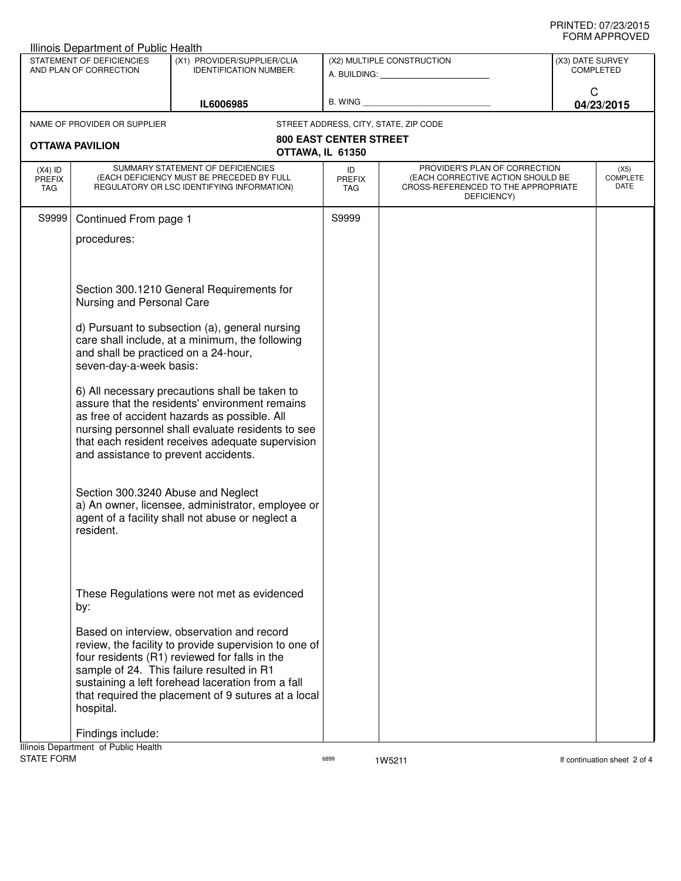Illinois Department of Public Health

| STATEMENT OF DEFICIENCIES AND PLAN OF CORRECTION | (X1) PROVIDER/SUPPLIER/CLIA IDENTIFICATION NUMBER: | (X2) MULTIPLE CONSTRUCTION | (X3) DATE SURVEY COMPLETED |
|---|---|---|---|
| | IL6006985 | A. BUILDING: ______ B. WING ______ | C 04/23/2015 |

| NAME OF PROVIDER OR SUPPLIER | STREET ADDRESS, CITY, STATE, ZIP CODE |
|---|---|
| OTTAWA PAVILION | 800 EAST CENTER STREET OTTAWA, IL 61350 |

| (X4) ID PREFIX TAG | SUMMARY STATEMENT OF DEFICIENCIES (EACH DEFICIENCY MUST BE PRECEDED BY FULL REGULATORY OR LSC IDENTIFYING INFORMATION) | ID PREFIX TAG | PROVIDER'S PLAN OF CORRECTION (EACH CORRECTIVE ACTION SHOULD BE CROSS-REFERENCED TO THE APPROPRIATE DEFICIENCY) | (X5) COMPLETE DATE |
|---|---|---|---|---|
| S9999 | Continued From page 1 | S9999 | | |

procedures:

Section 300.1210 General Requirements for Nursing and Personal Care

d) Pursuant to subsection (a), general nursing care shall include, at a minimum, the following and shall be practiced on a 24-hour, seven-day-a-week basis:

6) All necessary precautions shall be taken to assure that the residents' environment remains as free of accident hazards as possible. All nursing personnel shall evaluate residents to see that each resident receives adequate supervision and assistance to prevent accidents.

Section 300.3240 Abuse and Neglect
a) An owner, licensee, administrator, employee or agent of a facility shall not abuse or neglect a resident.

These Regulations were not met as evidenced by:

Based on interview, observation and record review, the facility to provide supervision to one of four residents (R1) reviewed for falls in the sample of 24. This failure resulted in R1 sustaining a left forehead laceration from a fall that required the placement of 9 sutures at a local hospital.

Findings include: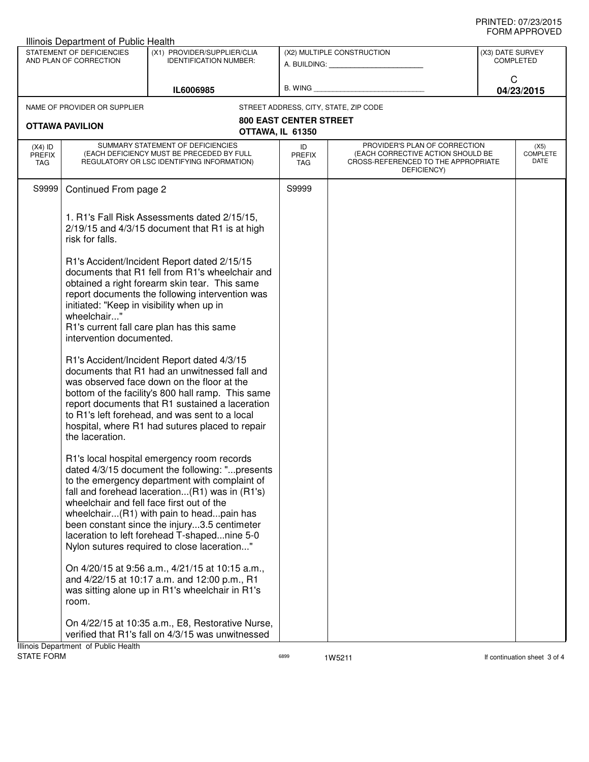PRINTED: 07/23/2015
FORM APPROVED

Illinois Department of Public Health

| STATEMENT OF DEFICIENCIES AND PLAN OF CORRECTION | (X1) PROVIDER/SUPPLIER/CLIA IDENTIFICATION NUMBER: | (X2) MULTIPLE CONSTRUCTION | (X3) DATE SURVEY COMPLETED |
|---|---|---|---|
| | IL6006985 | A. BUILDING: ___ B. WING ___ | C 04/23/2015 |

NAME OF PROVIDER OR SUPPLIER: **OTTAWA PAVILION**

STREET ADDRESS, CITY, STATE, ZIP CODE: **800 EAST CENTER STREET OTTAWA, IL 61350**

| (X4) ID PREFIX TAG | SUMMARY STATEMENT OF DEFICIENCIES (EACH DEFICIENCY MUST BE PRECEDED BY FULL REGULATORY OR LSC IDENTIFYING INFORMATION) | ID PREFIX TAG | PROVIDER'S PLAN OF CORRECTION (EACH CORRECTIVE ACTION SHOULD BE CROSS-REFERENCED TO THE APPROPRIATE DEFICIENCY) | (X5) COMPLETE DATE |
|---|---|---|---|---|
| S9999 | Continued From page 2 | S9999 | | |

1. R1's Fall Risk Assessments dated 2/15/15, 2/19/15 and 4/3/15 document that R1 is at high risk for falls.

R1's Accident/Incident Report dated 2/15/15 documents that R1 fell from R1's wheelchair and obtained a right forearm skin tear. This same report documents the following intervention was initiated: "Keep in visibility when up in wheelchair..."
R1's current fall care plan has this same intervention documented.

R1's Accident/Incident Report dated 4/3/15 documents that R1 had an unwitnessed fall and was observed face down on the floor at the bottom of the facility's 800 hall ramp. This same report documents that R1 sustained a laceration to R1's left forehead, and was sent to a local hospital, where R1 had sutures placed to repair the laceration.

R1's local hospital emergency room records dated 4/3/15 document the following: "...presents to the emergency department with complaint of fall and forehead laceration...(R1) was in (R1's) wheelchair and fell face first out of the wheelchair...(R1) with pain to head...pain has been constant since the injury...3.5 centimeter laceration to left forehead T-shaped...nine 5-0 Nylon sutures required to close laceration..."

On 4/20/15 at 9:56 a.m., 4/21/15 at 10:15 a.m., and 4/22/15 at 10:17 a.m. and 12:00 p.m., R1 was sitting alone up in R1's wheelchair in R1's room.

On 4/22/15 at 10:35 a.m., E8, Restorative Nurse, verified that R1's fall on 4/3/15 was unwitnessed

Illinois Department of Public Health
STATE FORM 6899 1W5211 If continuation sheet 3 of 4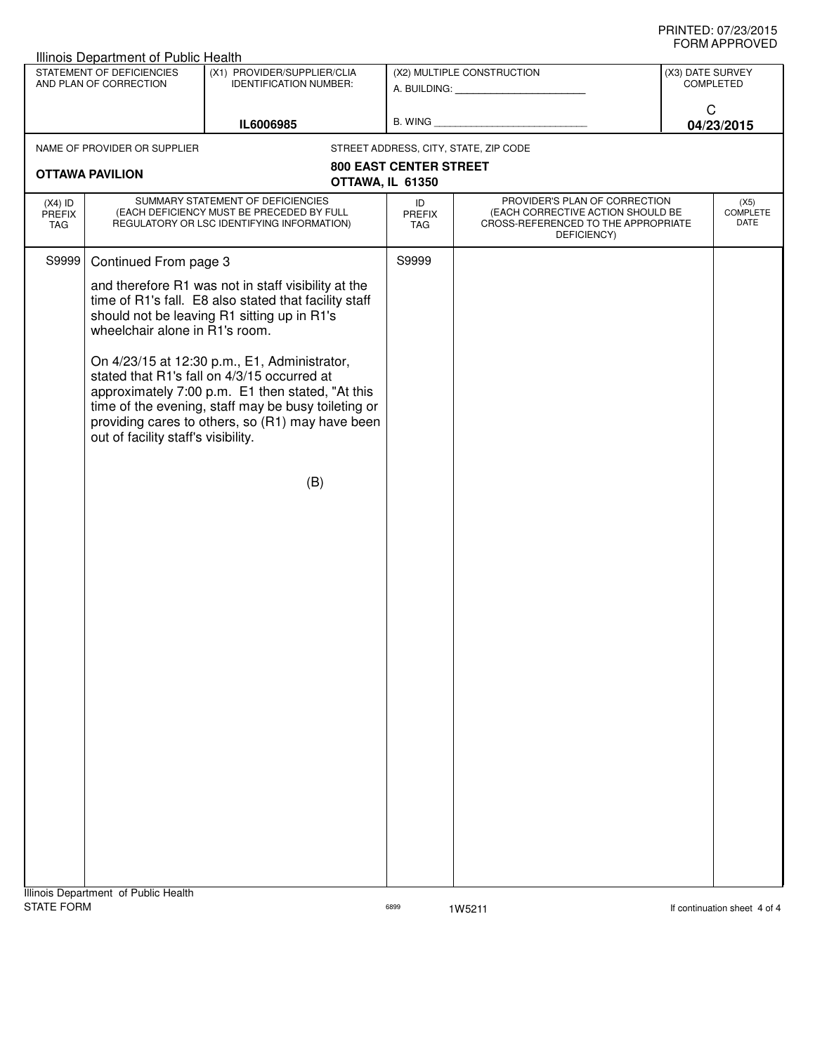Illinois Department of Public Health

| STATEMENT OF DEFICIENCIES AND PLAN OF CORRECTION | (X1) PROVIDER/SUPPLIER/CLIA IDENTIFICATION NUMBER: | (X2) MULTIPLE CONSTRUCTION | (X3) DATE SURVEY COMPLETED |
|---|---|---|---|
| | IL6006985 | A. BUILDING: ______ B. WING ______ | C 04/23/2015 |

NAME OF PROVIDER OR SUPPLIER: **OTTAWA PAVILION**

STREET ADDRESS, CITY, STATE, ZIP CODE: **800 EAST CENTER STREET OTTAWA, IL 61350**

| (X4) ID PREFIX TAG | SUMMARY STATEMENT OF DEFICIENCIES (EACH DEFICIENCY MUST BE PRECEDED BY FULL REGULATORY OR LSC IDENTIFYING INFORMATION) | ID PREFIX TAG | PROVIDER'S PLAN OF CORRECTION (EACH CORRECTIVE ACTION SHOULD BE CROSS-REFERENCED TO THE APPROPRIATE DEFICIENCY) | (X5) COMPLETE DATE |
|---|---|---|---|---|
| S9999 | Continued From page 3<br><br>and therefore R1 was not in staff visibility at the time of R1's fall. E8 also stated that facility staff should not be leaving R1 sitting up in R1's wheelchair alone in R1's room.<br><br>On 4/23/15 at 12:30 p.m., E1, Administrator, stated that R1's fall on 4/3/15 occurred at approximately 7:00 p.m. E1 then stated, "At this time of the evening, staff may be busy toileting or providing cares to others, so (R1) may have been out of facility staff's visibility.<br><br>(B) | S9999 | | |